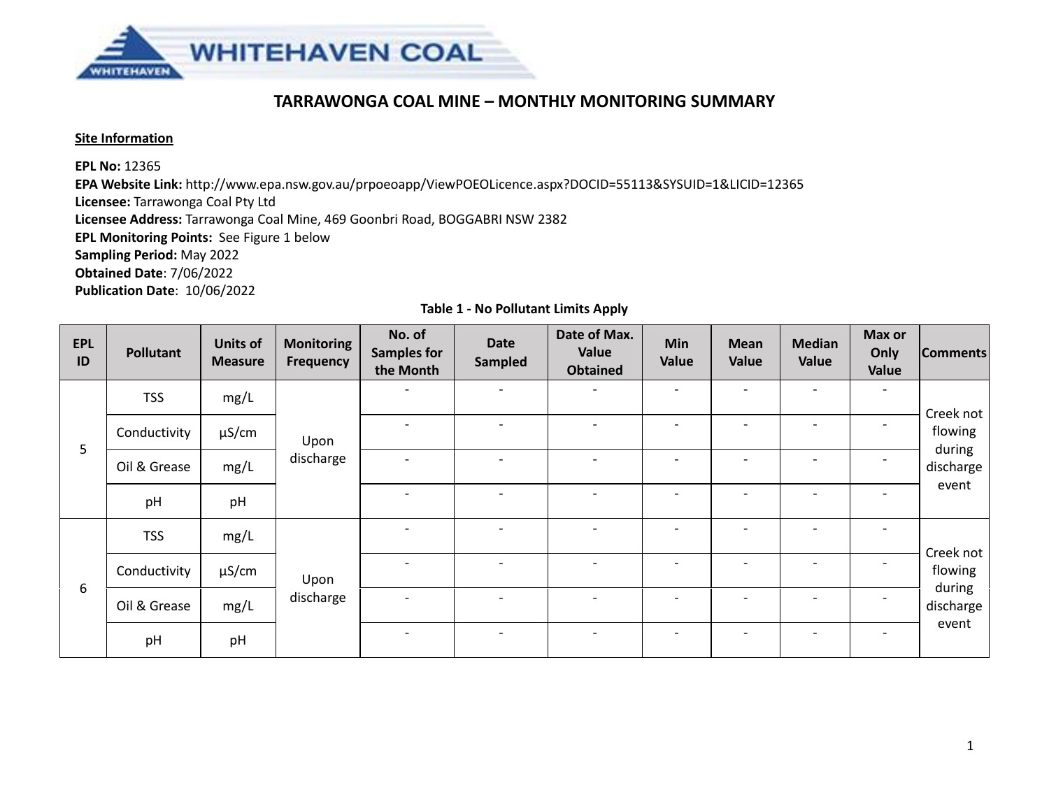WHITEHAVEN COAL

# TARRAWONGA COAL MINE – MONTHLY MONITORING SUMMARY

**Site Information**

**EPL No:** 12365
**EPA Website Link:** http://www.epa.nsw.gov.au/prpoeoapp/ViewPOEOLicence.aspx?DOCID=55113&SYSUID=1&LICID=12365
**Licensee:** Tarrawonga Coal Pty Ltd
**Licensee Address:** Tarrawonga Coal Mine, 469 Goonbri Road, BOGGABRI NSW 2382
**EPL Monitoring Points:** See Figure 1 below
**Sampling Period:** May 2022
**Obtained Date**: 7/06/2022
**Publication Date**: 10/06/2022

**Table 1 - No Pollutant Limits Apply**

| EPL ID | Pollutant | Units of Measure | Monitoring Frequency | No. of Samples for the Month | Date Sampled | Date of Max. Value Obtained | Min Value | Mean Value | Median Value | Max or Only Value | Comments |
|---|---|---|---|---|---|---|---|---|---|---|---|
| 5 | TSS | mg/L | Upon discharge | - | - | - | - | - | - | - | Creek not flowing during discharge event |
| | Conductivity | µS/cm | | - | - | - | - | - | - | - | |
| | Oil & Grease | mg/L | | - | - | - | - | - | - | - | |
| | pH | pH | | - | - | - | - | - | - | - | |
| 6 | TSS | mg/L | Upon discharge | - | - | - | - | - | - | - | Creek not flowing during discharge event |
| | Conductivity | µS/cm | | - | - | - | - | - | - | - | |
| | Oil & Grease | mg/L | | - | - | - | - | - | - | - | |
| | pH | pH | | - | - | - | - | - | - | - | |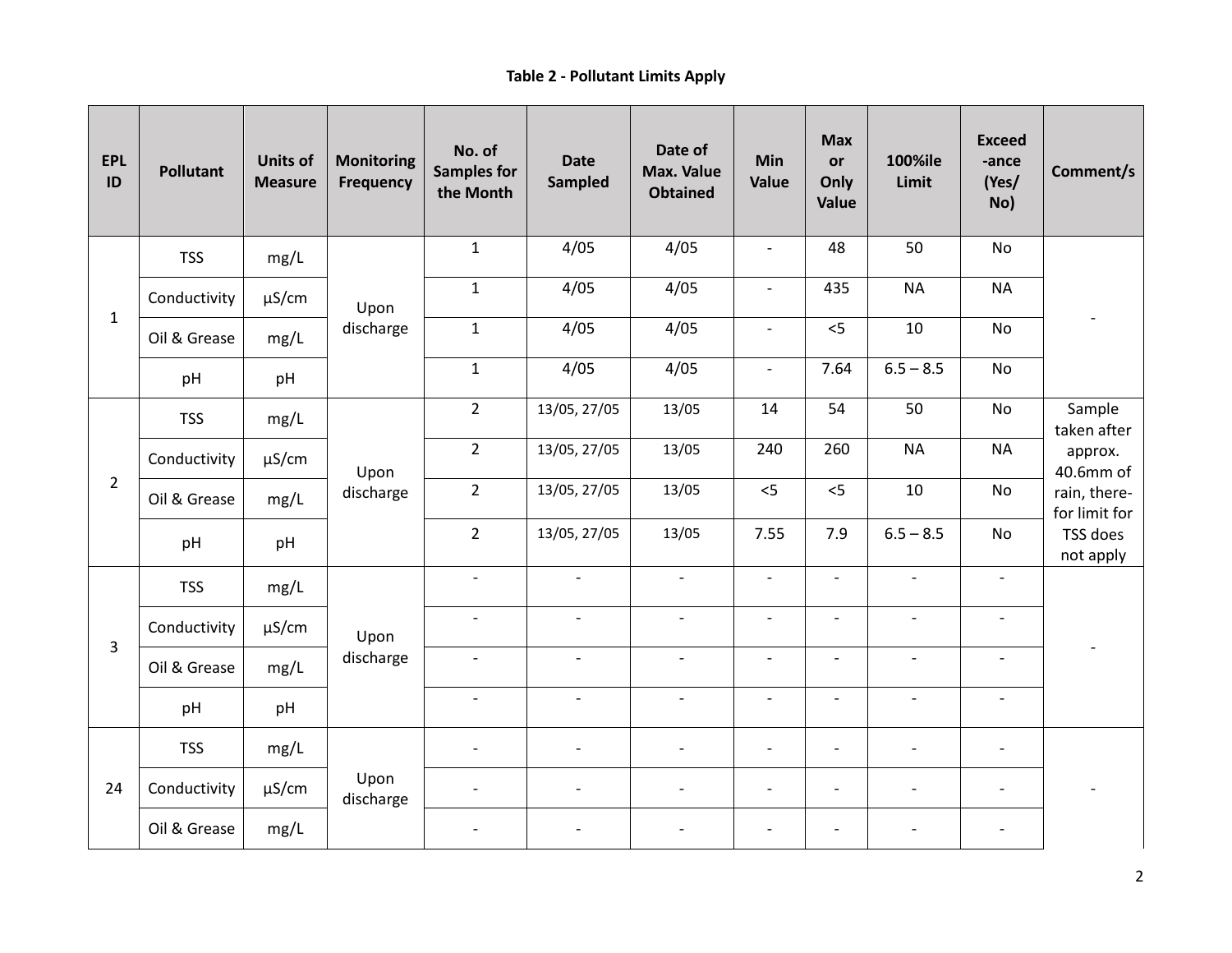**Table 2 - Pollutant Limits Apply**

| EPL ID | Pollutant | Units of Measure | Monitoring Frequency | No. of Samples for the Month | Date Sampled | Date of Max. Value Obtained | Min Value | Max or Only Value | 100%ile Limit | Exceed-ance (Yes/ No) | Comment/s |
|---|---|---|---|---|---|---|---|---|---|---|---|
| 1 | TSS | mg/L | Upon discharge | 1 | 4/05 | 4/05 | - | 48 | 50 | No | - |
| | Conductivity | µS/cm | | 1 | 4/05 | 4/05 | - | 435 | NA | NA | |
| | Oil & Grease | mg/L | | 1 | 4/05 | 4/05 | - | <5 | 10 | No | |
| | pH | pH | | 1 | 4/05 | 4/05 | - | 7.64 | 6.5 – 8.5 | No | |
| 2 | TSS | mg/L | Upon discharge | 2 | 13/05, 27/05 | 13/05 | 14 | 54 | 50 | No | Sample taken after approx. 40.6mm of rain, there-for limit for TSS does not apply |
| | Conductivity | µS/cm | | 2 | 13/05, 27/05 | 13/05 | 240 | 260 | NA | NA | |
| | Oil & Grease | mg/L | | 2 | 13/05, 27/05 | 13/05 | <5 | <5 | 10 | No | |
| | pH | pH | | 2 | 13/05, 27/05 | 13/05 | 7.55 | 7.9 | 6.5 – 8.5 | No | |
| 3 | TSS | mg/L | Upon discharge | - | - | - | - | - | - | - | - |
| | Conductivity | µS/cm | | - | - | - | - | - | - | - | |
| | Oil & Grease | mg/L | | - | - | - | - | - | - | - | |
| | pH | pH | | - | - | - | - | - | - | - | |
| 24 | TSS | mg/L | Upon discharge | - | - | - | - | - | - | - | - |
| | Conductivity | µS/cm | | - | - | - | - | - | - | - | |
| | Oil & Grease | mg/L | | - | - | - | - | - | - | - | |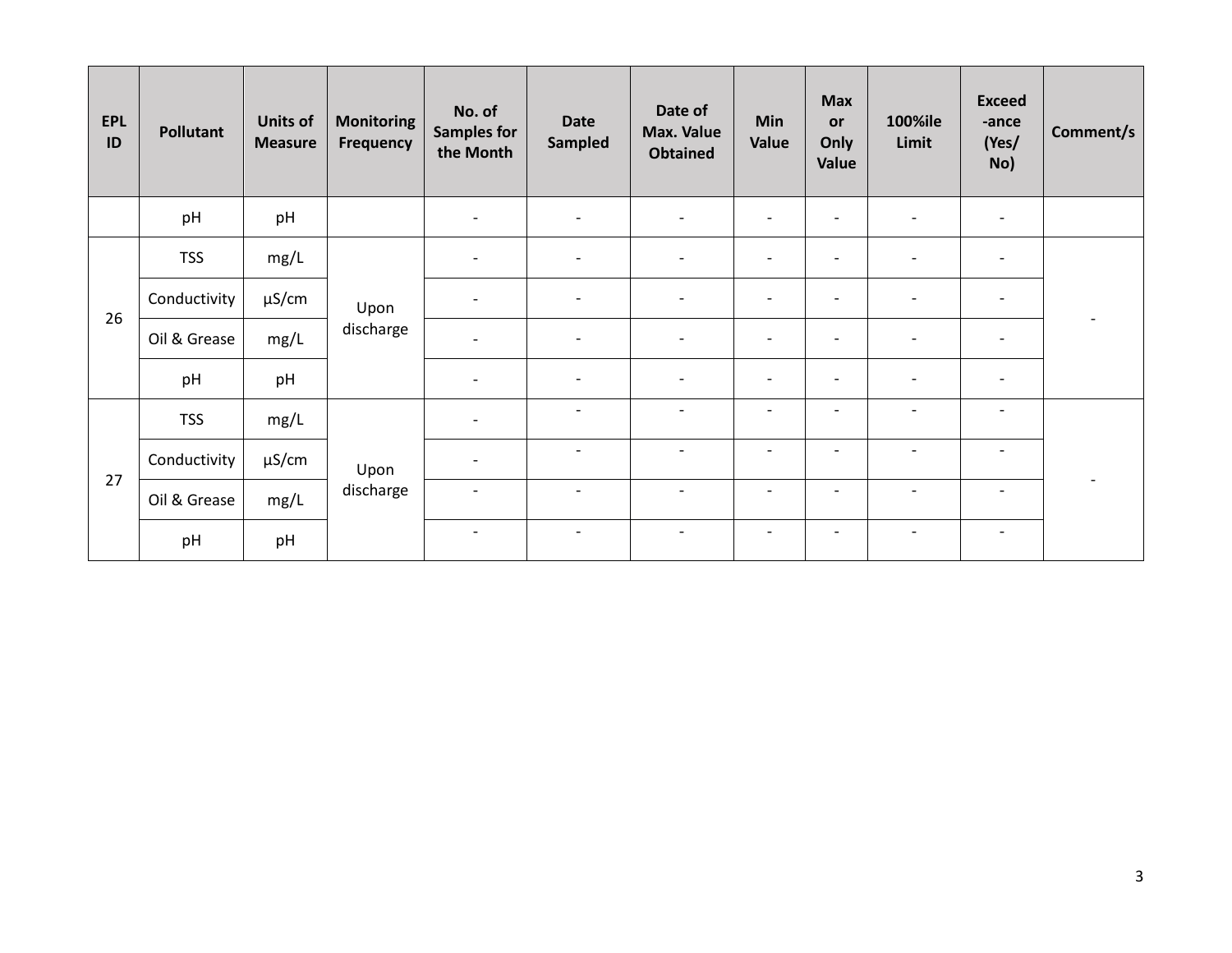| EPL ID | Pollutant | Units of Measure | Monitoring Frequency | No. of Samples for the Month | Date Sampled | Date of Max. Value Obtained | Min Value | Max or Only Value | 100%ile Limit | Exceed -ance (Yes/ No) | Comment/s |
|---|---|---|---|---|---|---|---|---|---|---|---|
| | pH | pH | | - | - | - | - | - | - | - | |
| 26 | TSS | mg/L | Upon discharge | - | - | - | - | - | - | - | - |
| | Conductivity | µS/cm | | - | - | - | - | - | - | - | |
| | Oil & Grease | mg/L | | - | - | - | - | - | - | - | |
| | pH | pH | | - | - | - | - | - | - | - | |
| 27 | TSS | mg/L | Upon discharge | - | - | - | - | - | - | - | - |
| | Conductivity | µS/cm | | - | - | - | - | - | - | - | |
| | Oil & Grease | mg/L | | - | - | - | - | - | - | - | |
| | pH | pH | | - | - | - | - | - | - | - | |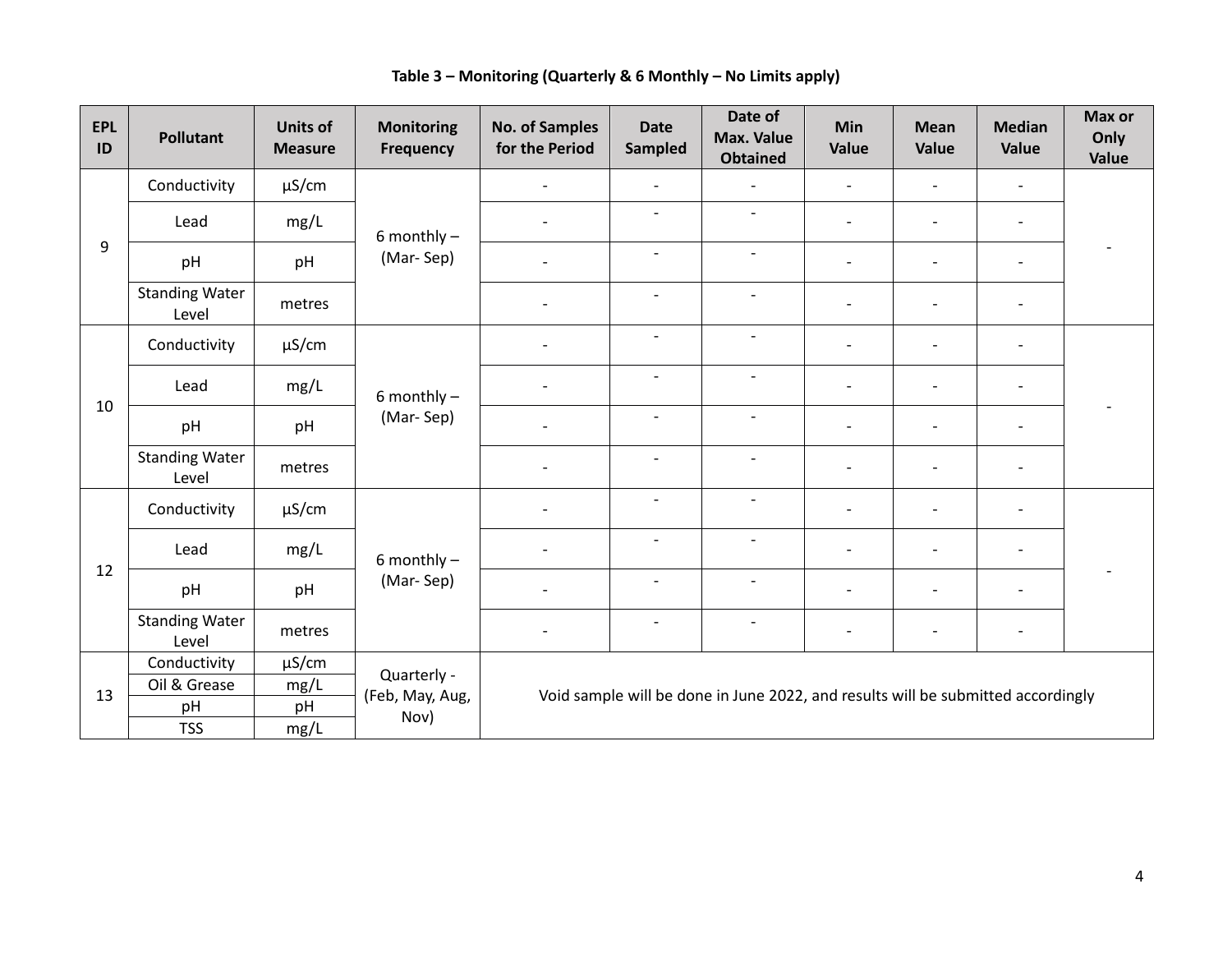**Table 3 – Monitoring (Quarterly & 6 Monthly – No Limits apply)**

| EPL ID | Pollutant | Units of Measure | Monitoring Frequency | No. of Samples for the Period | Date Sampled | Date of Max. Value Obtained | Min Value | Mean Value | Median Value | Max or Only Value |
|---|---|---|---|---|---|---|---|---|---|---|
| 9 | Conductivity | µS/cm | 6 monthly – (Mar- Sep) | - | - | - | - | - | - | - |
| | Lead | mg/L | | - | - | - | - | - | - | |
| | pH | pH | | - | - | - | - | - | - | |
| | Standing Water Level | metres | | - | - | - | - | - | - | |
| 10 | Conductivity | µS/cm | 6 monthly – (Mar- Sep) | - | - | - | - | - | - | - |
| | Lead | mg/L | | - | - | - | - | - | - | |
| | pH | pH | | - | - | - | - | - | - | |
| | Standing Water Level | metres | | - | - | - | - | - | - | |
| 12 | Conductivity | µS/cm | 6 monthly – (Mar- Sep) | - | - | - | - | - | - | - |
| | Lead | mg/L | | - | - | - | - | - | - | |
| | pH | pH | | - | - | - | - | - | - | |
| | Standing Water Level | metres | | - | - | - | - | - | - | |
| 13 | Conductivity | µS/cm | Quarterly - (Feb, May, Aug, Nov) | Void sample will be done in June 2022, and results will be submitted accordingly | | | | | | |
| | Oil & Grease | mg/L | | | | | | | | |
| | pH | pH | | | | | | | | |
| | TSS | mg/L | | | | | | | | |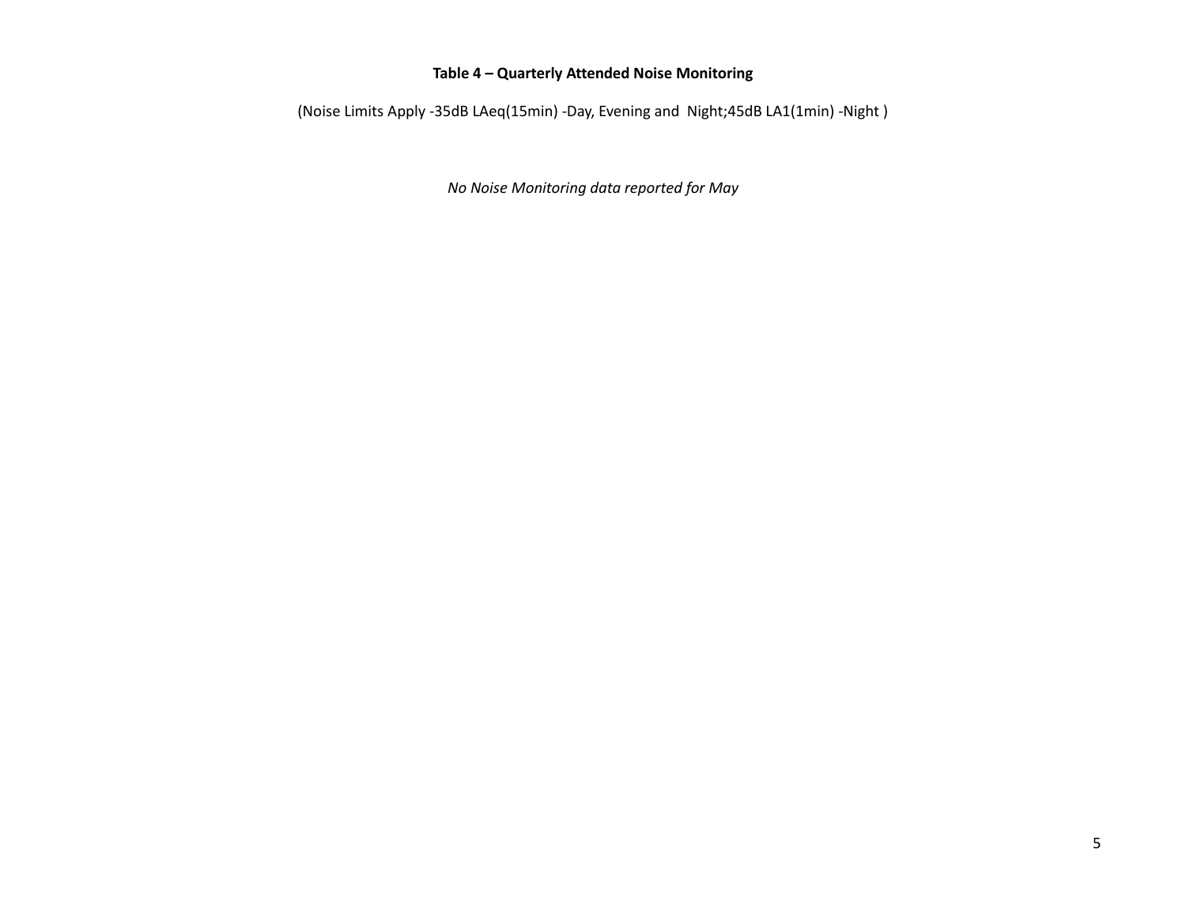**Table 4 – Quarterly Attended Noise Monitoring**

(Noise Limits Apply -35dB LAeq(15min) -Day, Evening and Night;45dB LA1(1min) -Night )

*No Noise Monitoring data reported for May*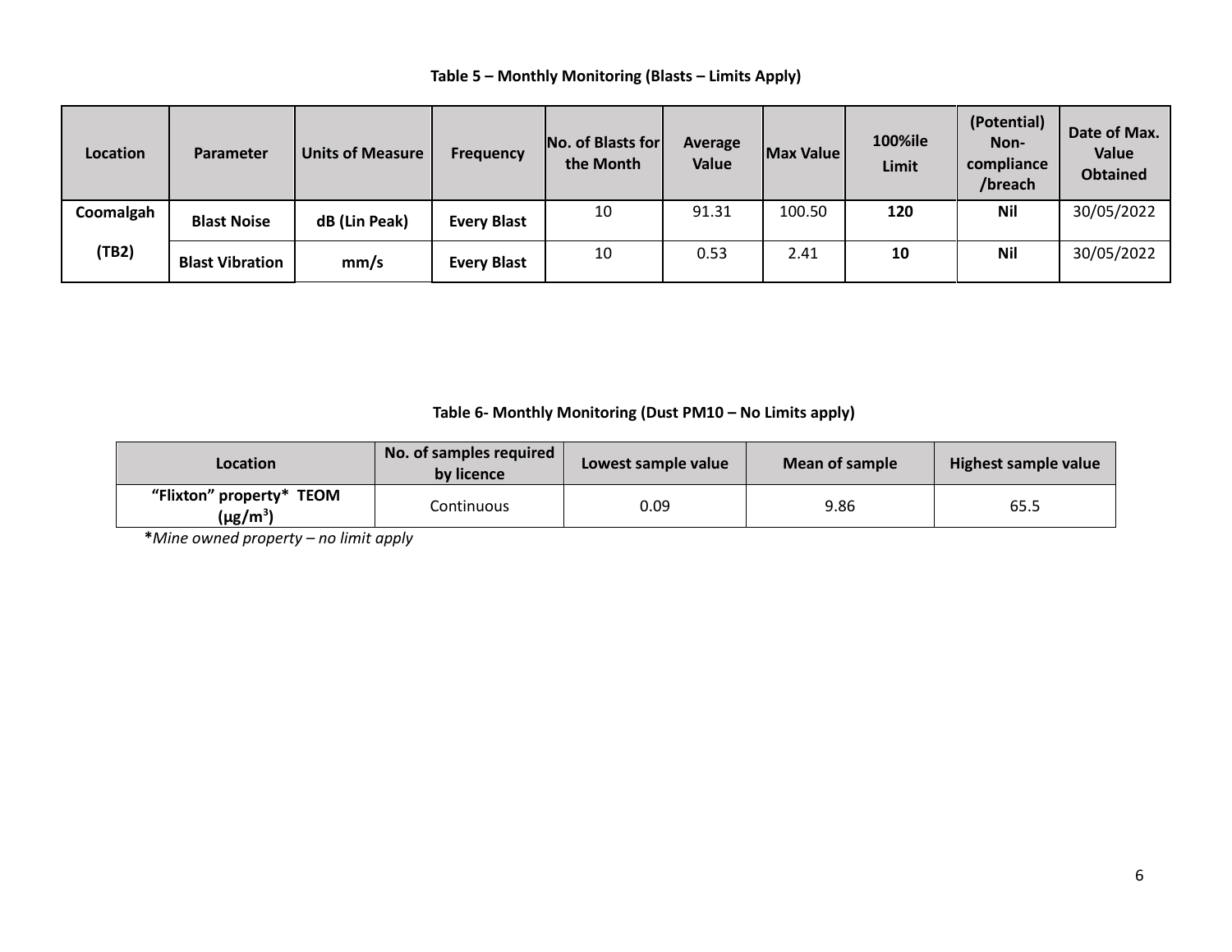**Table 5 – Monthly Monitoring (Blasts – Limits Apply)**

| Location | Parameter | Units of Measure | Frequency | No. of Blasts for the Month | Average Value | Max Value | 100%ile Limit | (Potential) Non-compliance /breach | Date of Max. Value Obtained |
|---|---|---|---|---|---|---|---|---|---|
| **Coomalgah (TB2)** | **Blast Noise** | **dB (Lin Peak)** | **Every Blast** | 10 | 91.31 | 100.50 | **120** | **Nil** | 30/05/2022 |
| | **Blast Vibration** | **mm/s** | **Every Blast** | 10 | 0.53 | 2.41 | **10** | **Nil** | 30/05/2022 |

**Table 6- Monthly Monitoring (Dust PM10 – No Limits apply)**

| Location | No. of samples required by licence | Lowest sample value | Mean of sample | Highest sample value |
|---|---|---|---|---|
| **"Flixton" property* TEOM ($\mu g/m^3$)** | Continuous | 0.09 | 9.86 | 65.5 |

***Mine owned property – no limit apply*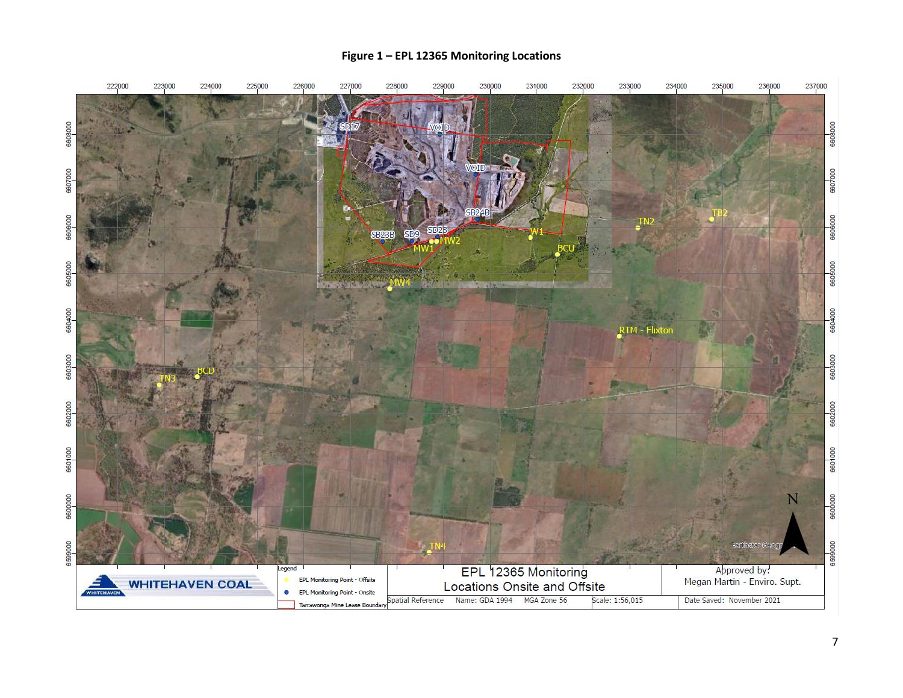**Figure 1 – EPL 12365 Monitoring Locations**

222000
223000
224000
225000
226000
227000
228000
229000
230000
231000
232000
233000
234000
235000
236000
237000

6608000
6607000
6606000
6605000
6604000
6603000
6602000
6601000
6600000
6599000

SD17
VOID
VOID
SB24B
TB2
TN2
SB23B
SD9
SD23
MW2
MW1
W1
BCU
MW4
RTM - Flixton
TN3
BCD
TN4

N

Earthstar Geogr

WHITEHAVEN COAL

Legend
EPL Monitoring Point - Offsite
EPL Monitoring Point - Onsite
Tarrawonga Mine Lease Boundary

EPL 12365 Monitoring Locations Onsite and Offsite

Spatial Reference Name: GDA 1994 MGA Zone 56

Scale: 1:56,015

Approved by: Megan Martin - Enviro. Supt.

Date Saved: November 2021